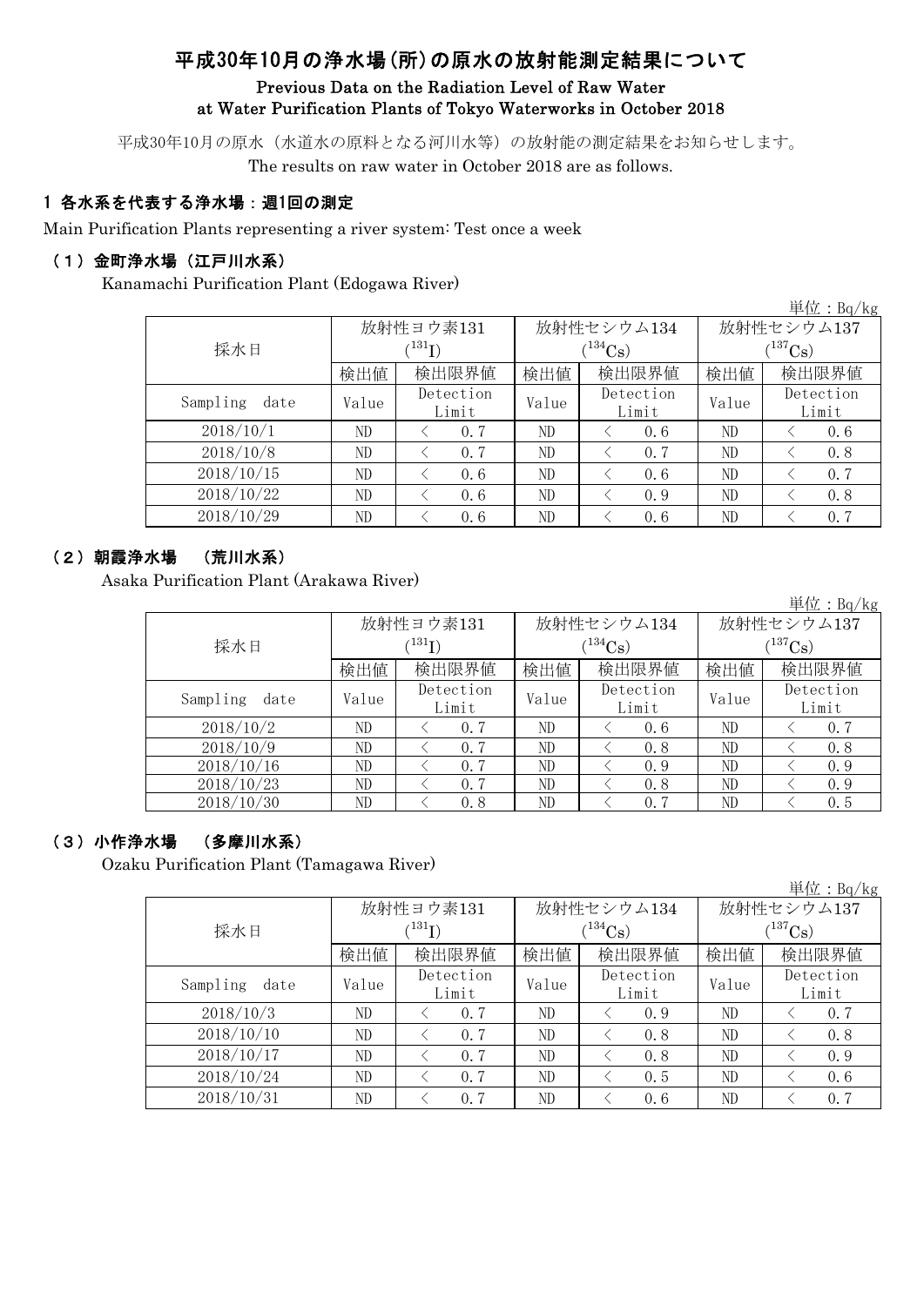# 平成30年10月の浄水場(所)の原水の放射能測定結果について

## Previous Data on the Radiation Level of Raw Water at Water Purification Plants of Tokyo Waterworks in October 2018

平成30年10月の原水（水道水の原料となる河川水等）の放射能の測定結果をお知らせします。

The results on raw water in October 2018 are as follows.

### 1 各水系を代表する浄水場：週1回の測定

Main Purification Plants representing a river system: Test once a week

#### （1）金町浄水場（江戸川水系）

Kanamachi Purification Plant (Edogawa River)

単位：Bq/kg

| 採水日 | 放射性ヨウ素131 ($^{131}I$) | | 放射性セシウム134 ($^{134}Cs$) | | 放射性セシウム137 ($^{137}Cs$) | |
|---|---|---|---|---|---|---|
| | 検出値 | 検出限界値 | 検出値 | 検出限界値 | 検出値 | 検出限界値 |
| Sampling date | Value | Detection Limit | Value | Detection Limit | Value | Detection Limit |
| 2018/10/1 | ND | < 0.7 | ND | < 0.6 | ND | < 0.6 |
| 2018/10/8 | ND | < 0.7 | ND | < 0.7 | ND | < 0.8 |
| 2018/10/15 | ND | < 0.6 | ND | < 0.6 | ND | < 0.7 |
| 2018/10/22 | ND | < 0.6 | ND | < 0.9 | ND | < 0.8 |
| 2018/10/29 | ND | < 0.6 | ND | < 0.6 | ND | < 0.7 |

#### （2）朝霞浄水場　（荒川水系）

Asaka Purification Plant (Arakawa River)

単位：Bq/kg

| 採水日 | 放射性ヨウ素131 ($^{131}I$) | | 放射性セシウム134 ($^{134}Cs$) | | 放射性セシウム137 ($^{137}Cs$) | |
|---|---|---|---|---|---|---|
| | 検出値 | 検出限界値 | 検出値 | 検出限界値 | 検出値 | 検出限界値 |
| Sampling date | Value | Detection Limit | Value | Detection Limit | Value | Detection Limit |
| 2018/10/2 | ND | < 0.7 | ND | < 0.6 | ND | < 0.7 |
| 2018/10/9 | ND | < 0.7 | ND | < 0.8 | ND | < 0.8 |
| 2018/10/16 | ND | < 0.7 | ND | < 0.9 | ND | < 0.9 |
| 2018/10/23 | ND | < 0.7 | ND | < 0.8 | ND | < 0.9 |
| 2018/10/30 | ND | < 0.8 | ND | < 0.7 | ND | < 0.5 |

#### （3）小作浄水場　（多摩川水系）

Ozaku Purification Plant (Tamagawa River)

単位：Bq/kg

| 採水日 | 放射性ヨウ素131 ($^{131}I$) | | 放射性セシウム134 ($^{134}Cs$) | | 放射性セシウム137 ($^{137}Cs$) | |
|---|---|---|---|---|---|---|
| | 検出値 | 検出限界値 | 検出値 | 検出限界値 | 検出値 | 検出限界値 |
| Sampling date | Value | Detection Limit | Value | Detection Limit | Value | Detection Limit |
| 2018/10/3 | ND | < 0.7 | ND | < 0.9 | ND | < 0.7 |
| 2018/10/10 | ND | < 0.7 | ND | < 0.8 | ND | < 0.8 |
| 2018/10/17 | ND | < 0.7 | ND | < 0.8 | ND | < 0.9 |
| 2018/10/24 | ND | < 0.7 | ND | < 0.5 | ND | < 0.6 |
| 2018/10/31 | ND | < 0.7 | ND | < 0.6 | ND | < 0.7 |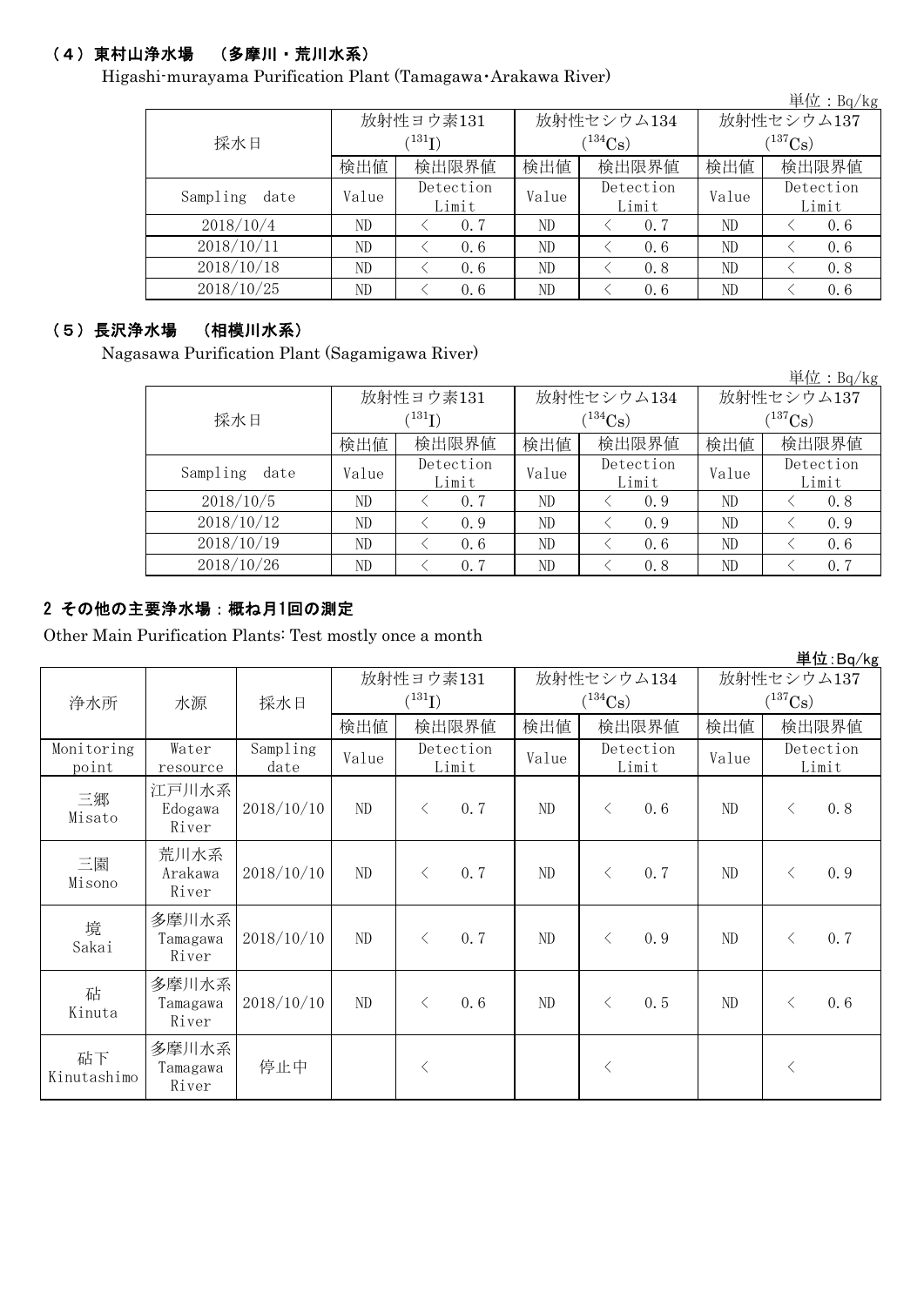### （4）東村山浄水場　（多摩川・荒川水系）

Higashi-murayama Purification Plant (Tamagawa･Arakawa River)

単位：Bq/kg

| 採水日 | 放射性ヨウ素131 ($^{131}I$) | | 放射性セシウム134 ($^{134}Cs$) | | 放射性セシウム137 ($^{137}Cs$) | |
|---|---|---|---|---|---|---|
| | 検出値 | 検出限界値 | 検出値 | 検出限界値 | 検出値 | 検出限界値 |
| Sampling date | Value | Detection Limit | Value | Detection Limit | Value | Detection Limit |
| 2018/10/4 | ND | ＜ 0.7 | ND | ＜ 0.7 | ND | ＜ 0.6 |
| 2018/10/11 | ND | ＜ 0.6 | ND | ＜ 0.6 | ND | ＜ 0.6 |
| 2018/10/18 | ND | ＜ 0.6 | ND | ＜ 0.8 | ND | ＜ 0.8 |
| 2018/10/25 | ND | ＜ 0.6 | ND | ＜ 0.6 | ND | ＜ 0.6 |

### （5）長沢浄水場　（相模川水系）

Nagasawa Purification Plant (Sagamigawa River)

単位：Bq/kg

| 採水日 | 放射性ヨウ素131 ($^{131}I$) | | 放射性セシウム134 ($^{134}Cs$) | | 放射性セシウム137 ($^{137}Cs$) | |
|---|---|---|---|---|---|---|
| | 検出値 | 検出限界値 | 検出値 | 検出限界値 | 検出値 | 検出限界値 |
| Sampling date | Value | Detection Limit | Value | Detection Limit | Value | Detection Limit |
| 2018/10/5 | ND | ＜ 0.7 | ND | ＜ 0.9 | ND | ＜ 0.8 |
| 2018/10/12 | ND | ＜ 0.9 | ND | ＜ 0.9 | ND | ＜ 0.9 |
| 2018/10/19 | ND | ＜ 0.6 | ND | ＜ 0.6 | ND | ＜ 0.6 |
| 2018/10/26 | ND | ＜ 0.7 | ND | ＜ 0.8 | ND | ＜ 0.7 |

## 2 その他の主要浄水場：概ね月1回の測定

Other Main Purification Plants: Test mostly once a month

単位:Bq/kg

| 浄水所 | 水源 | 採水日 | 放射性ヨウ素131 ($^{131}I$) | | 放射性セシウム134 ($^{134}Cs$) | | 放射性セシウム137 ($^{137}Cs$) | |
|---|---|---|---|---|---|---|---|---|
| | | | 検出値 | 検出限界値 | 検出値 | 検出限界値 | 検出値 | 検出限界値 |
| Monitoring point | Water resource | Sampling date | Value | Detection Limit | Value | Detection Limit | Value | Detection Limit |
| 三郷 Misato | 江戸川水系 Edogawa River | 2018/10/10 | ND | ＜ 0.7 | ND | ＜ 0.6 | ND | ＜ 0.8 |
| 三園 Misono | 荒川水系 Arakawa River | 2018/10/10 | ND | ＜ 0.7 | ND | ＜ 0.7 | ND | ＜ 0.9 |
| 境 Sakai | 多摩川水系 Tamagawa River | 2018/10/10 | ND | ＜ 0.7 | ND | ＜ 0.9 | ND | ＜ 0.7 |
| 砧 Kinuta | 多摩川水系 Tamagawa River | 2018/10/10 | ND | ＜ 0.6 | ND | ＜ 0.5 | ND | ＜ 0.6 |
| 砧下 Kinutashimo | 多摩川水系 Tamagawa River | 停止中 | | ＜ | | ＜ | | ＜ |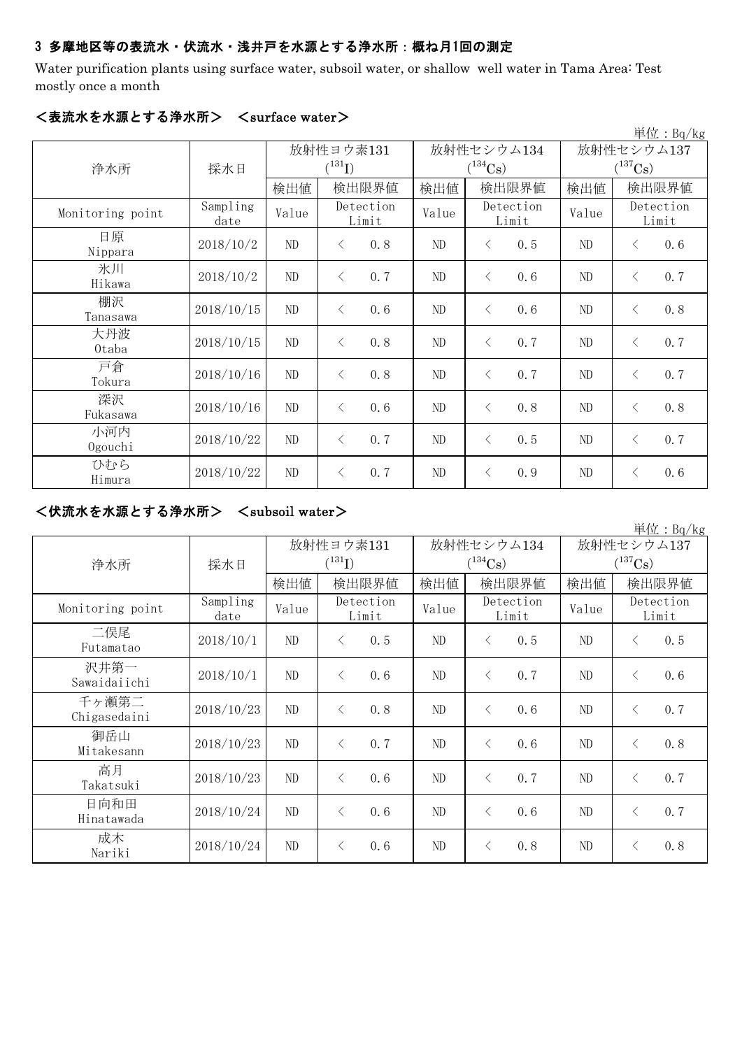## 3 多摩地区等の表流水・伏流水・浅井戸を水源とする浄水所：概ね月1回の測定

Water purification plants using surface water, subsoil water, or shallow well water in Tama Area: Test mostly once a month

### <表流水を水源とする浄水所> <surface water>

単位：Bq/kg

| 浄水所 | 採水日 | 放射性ヨウ素131 ($^{131}I$) | | 放射性セシウム134 ($^{134}Cs$) | | 放射性セシウム137 ($^{137}Cs$) | |
|---|---|---|---|---|---|---|---|
| | | 検出値 | 検出限界値 | 検出値 | 検出限界値 | 検出値 | 検出限界値 |
| Monitoring point | Sampling date | Value | Detection Limit | Value | Detection Limit | Value | Detection Limit |
| 日原 Nippara | 2018/10/2 | ND | < 0.8 | ND | < 0.5 | ND | < 0.6 |
| 氷川 Hikawa | 2018/10/2 | ND | < 0.7 | ND | < 0.6 | ND | < 0.7 |
| 棚沢 Tanasawa | 2018/10/15 | ND | < 0.6 | ND | < 0.6 | ND | < 0.8 |
| 大丹波 Otaba | 2018/10/15 | ND | < 0.8 | ND | < 0.7 | ND | < 0.7 |
| 戸倉 Tokura | 2018/10/16 | ND | < 0.8 | ND | < 0.7 | ND | < 0.7 |
| 深沢 Fukasawa | 2018/10/16 | ND | < 0.6 | ND | < 0.8 | ND | < 0.8 |
| 小河内 Ogouchi | 2018/10/22 | ND | < 0.7 | ND | < 0.5 | ND | < 0.7 |
| ひむら Himura | 2018/10/22 | ND | < 0.7 | ND | < 0.9 | ND | < 0.6 |

### <伏流水を水源とする浄水所> <subsoil water>

単位：Bq/kg

| 浄水所 | 採水日 | 放射性ヨウ素131 ($^{131}I$) | | 放射性セシウム134 ($^{134}Cs$) | | 放射性セシウム137 ($^{137}Cs$) | |
|---|---|---|---|---|---|---|---|
| | | 検出値 | 検出限界値 | 検出値 | 検出限界値 | 検出値 | 検出限界値 |
| Monitoring point | Sampling date | Value | Detection Limit | Value | Detection Limit | Value | Detection Limit |
| 二俣尾 Futamatao | 2018/10/1 | ND | < 0.5 | ND | < 0.5 | ND | < 0.5 |
| 沢井第一 Sawaidaiichi | 2018/10/1 | ND | < 0.6 | ND | < 0.7 | ND | < 0.6 |
| 千ヶ瀬第二 Chigasedaini | 2018/10/23 | ND | < 0.8 | ND | < 0.6 | ND | < 0.7 |
| 御岳山 Mitakesann | 2018/10/23 | ND | < 0.7 | ND | < 0.6 | ND | < 0.8 |
| 高月 Takatsuki | 2018/10/23 | ND | < 0.6 | ND | < 0.7 | ND | < 0.7 |
| 日向和田 Hinatawada | 2018/10/24 | ND | < 0.6 | ND | < 0.6 | ND | < 0.7 |
| 成木 Nariki | 2018/10/24 | ND | < 0.6 | ND | < 0.8 | ND | < 0.8 |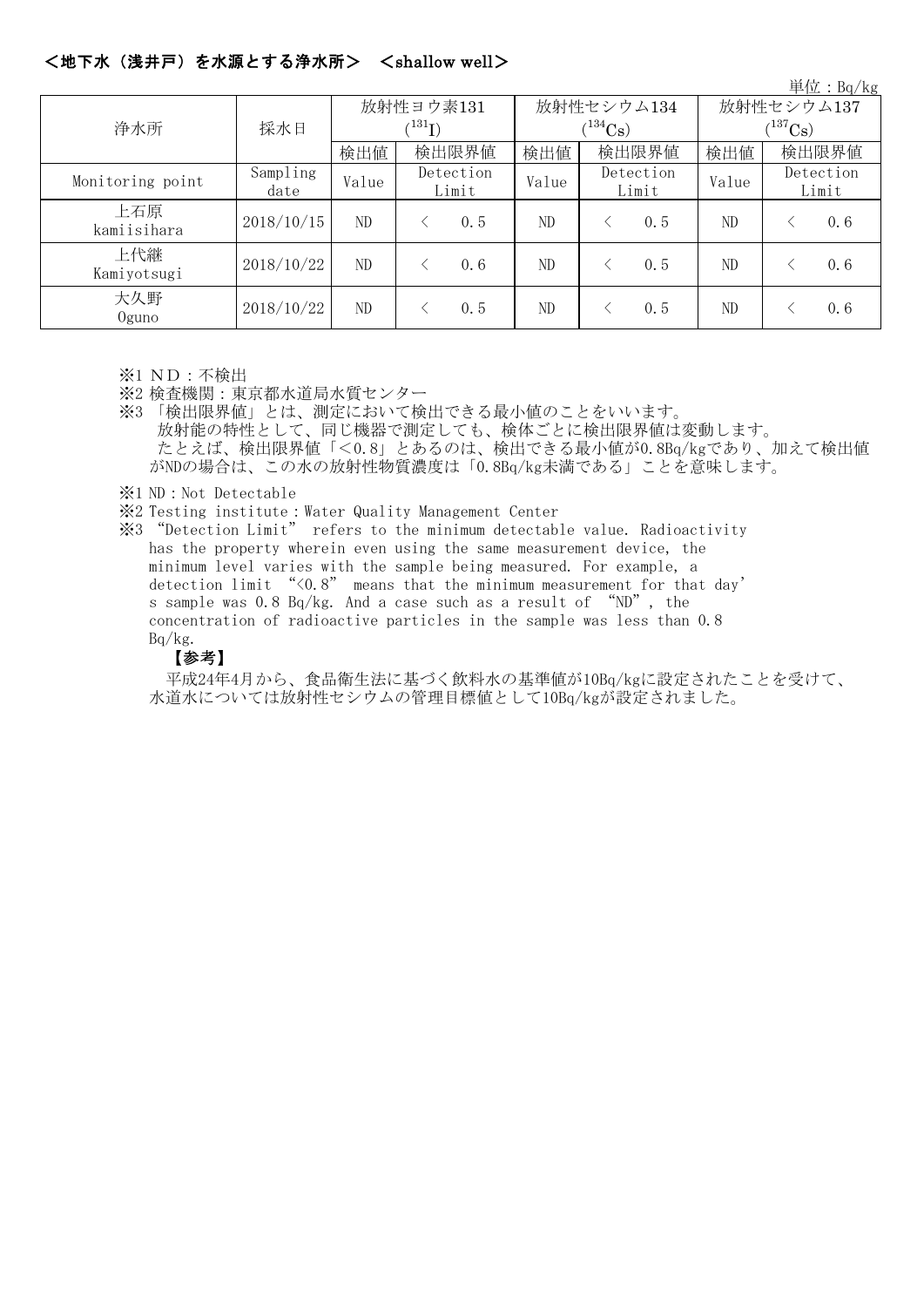## ＜地下水（浅井戸）を水源とする浄水所＞　＜shallow well＞

単位：Bq/kg

| 浄水所 | 採水日 | 放射性ヨウ素131 ($^{131}I$) | | 放射性セシウム134 ($^{134}Cs$) | | 放射性セシウム137 ($^{137}Cs$) | |
|---|---|---|---|---|---|---|---|
| | | 検出値 | 検出限界値 | 検出値 | 検出限界値 | 検出値 | 検出限界値 |
| Monitoring point | Sampling date | Value | Detection Limit | Value | Detection Limit | Value | Detection Limit |
| 上石原 kamiisihara | 2018/10/15 | ND | ＜　0.5 | ND | ＜　0.5 | ND | ＜　0.6 |
| 上代継 Kamiyotsugi | 2018/10/22 | ND | ＜　0.6 | ND | ＜　0.5 | ND | ＜　0.6 |
| 大久野 Oguno | 2018/10/22 | ND | ＜　0.5 | ND | ＜　0.5 | ND | ＜　0.6 |

※1 ＮＤ：不検出

※2 検査機関：東京都水道局水質センター

※3 「検出限界値」とは、測定において検出できる最小値のことをいいます。
　放射能の特性として、同じ機器で測定しても、検体ごとに検出限界値は変動します。
　たとえば、検出限界値「＜0.8」とあるのは、検出できる最小値が0.8Bq/kgであり、加えて検出値がNDの場合は、この水の放射性物質濃度は「0.8Bq/kg未満である」ことを意味します。

※1 ND：Not Detectable

※2 Testing institute：Water Quality Management Center

※3 "Detection Limit" refers to the minimum detectable value. Radioactivity has the property wherein even using the same measurement device, the minimum level varies with the sample being measured. For example, a detection limit "<0.8" means that the minimum measurement for that day's sample was 0.8 Bq/kg. And a case such as a result of "ND", the concentration of radioactive particles in the sample was less than 0.8 Bq/kg.

**【参考】**

平成24年4月から、食品衛生法に基づく飲料水の基準値が10Bq/kgに設定されたことを受けて、水道水については放射性セシウムの管理目標値として10Bq/kgが設定されました。